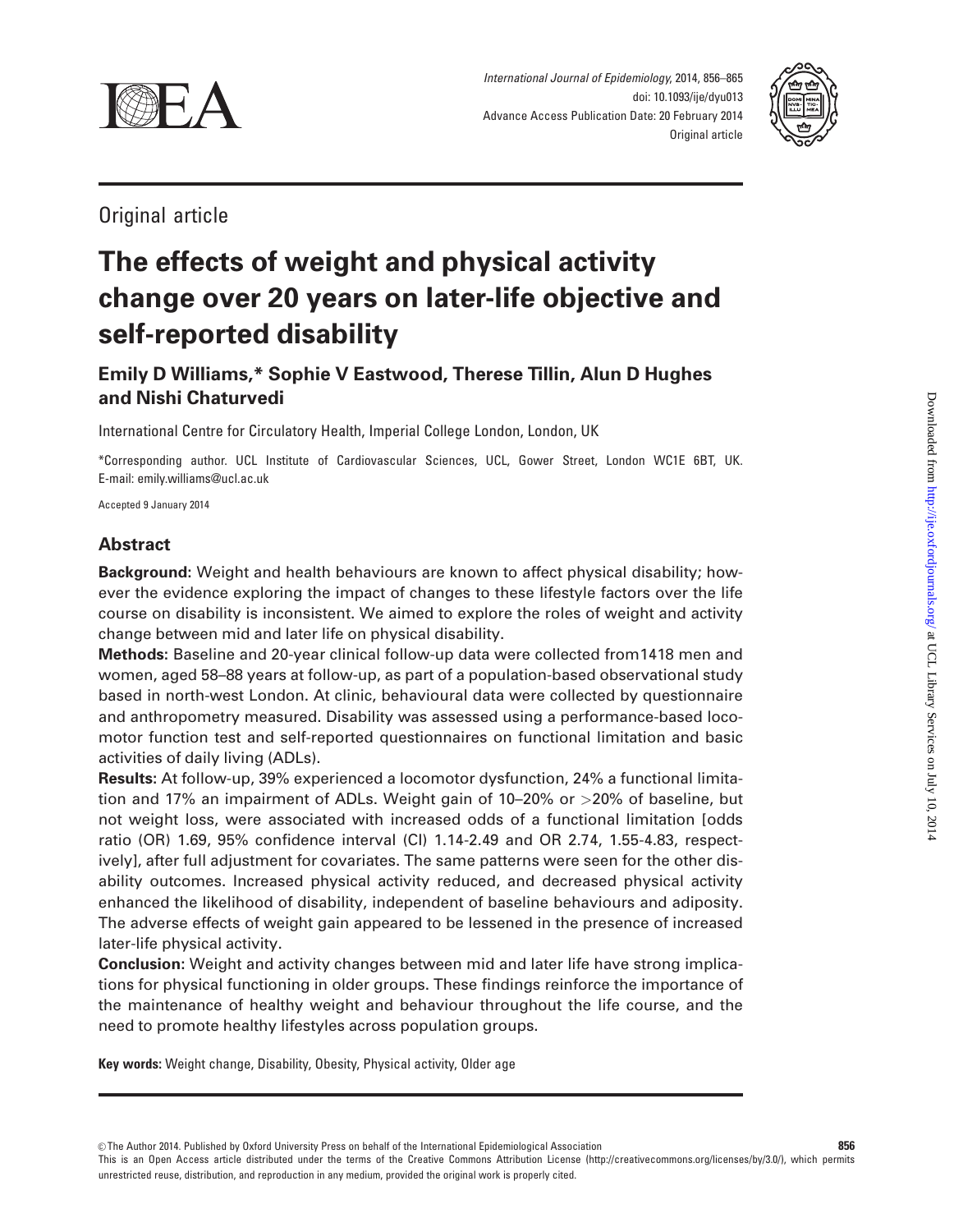Original article

# The effects of weight and physical activity change over 20 years on later-life objective and self-reported disability

**Emily D Williams,* Sophie V Eastwood, Therese Tillin, Alun D Hughes and Nishi Chaturvedi**

International Centre for Circulatory Health, Imperial College London, London, UK

*Corresponding author. UCL Institute of Cardiovascular Sciences, UCL, Gower Street, London WC1E 6BT, UK. E-mail: emily.williams@ucl.ac.uk

Accepted 9 January 2014

## Abstract

**Background:** Weight and health behaviours are known to affect physical disability; however the evidence exploring the impact of changes to these lifestyle factors over the life course on disability is inconsistent. We aimed to explore the roles of weight and activity change between mid and later life on physical disability.

**Methods:** Baseline and 20-year clinical follow-up data were collected from1418 men and women, aged 58–88 years at follow-up, as part of a population-based observational study based in north-west London. At clinic, behavioural data were collected by questionnaire and anthropometry measured. Disability was assessed using a performance-based locomotor function test and self-reported questionnaires on functional limitation and basic activities of daily living (ADLs).

**Results:** At follow-up, 39% experienced a locomotor dysfunction, 24% a functional limitation and 17% an impairment of ADLs. Weight gain of 10–20% or >20% of baseline, but not weight loss, were associated with increased odds of a functional limitation [odds ratio (OR) 1.69, 95% confidence interval (CI) 1.14-2.49 and OR 2.74, 1.55-4.83, respectively], after full adjustment for covariates. The same patterns were seen for the other disability outcomes. Increased physical activity reduced, and decreased physical activity enhanced the likelihood of disability, independent of baseline behaviours and adiposity. The adverse effects of weight gain appeared to be lessened in the presence of increased later-life physical activity.

**Conclusion:** Weight and activity changes between mid and later life have strong implications for physical functioning in older groups. These findings reinforce the importance of the maintenance of healthy weight and behaviour throughout the life course, and the need to promote healthy lifestyles across population groups.

**Key words:** Weight change, Disability, Obesity, Physical activity, Older age

© The Author 2014. Published by Oxford University Press on behalf of the International Epidemiological Association

This is an Open Access article distributed under the terms of the Creative Commons Attribution License (http://creativecommons.org/licenses/by/3.0/), which permits unrestricted reuse, distribution, and reproduction in any medium, provided the original work is properly cited.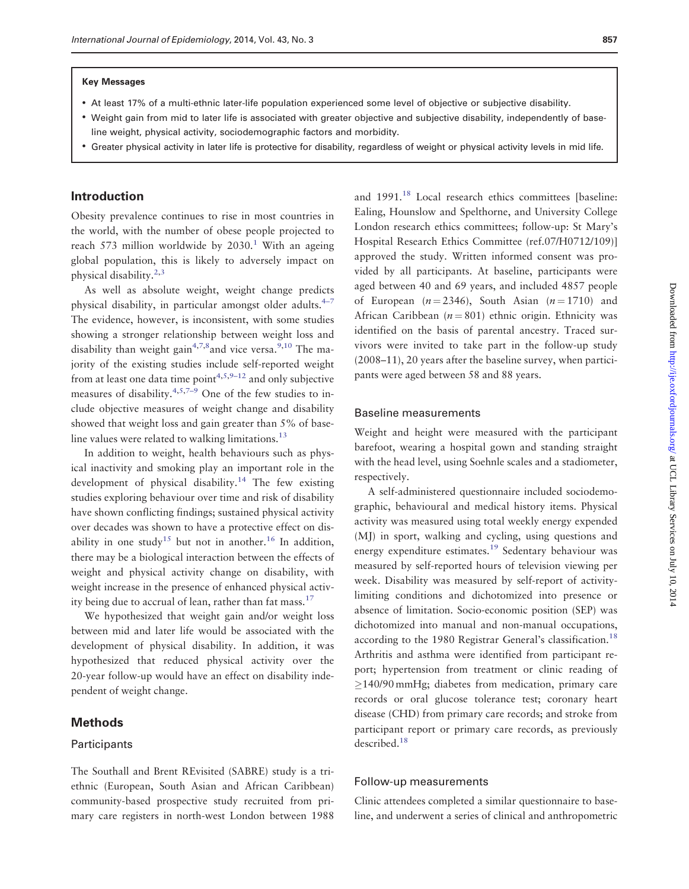**Key Messages**

- At least 17% of a multi-ethnic later-life population experienced some level of objective or subjective disability.
- Weight gain from mid to later life is associated with greater objective and subjective disability, independently of baseline weight, physical activity, sociodemographic factors and morbidity.
- Greater physical activity in later life is protective for disability, regardless of weight or physical activity levels in mid life.

## Introduction

Obesity prevalence continues to rise in most countries in the world, with the number of obese people projected to reach 573 million worldwide by 2030.[1] With an ageing global population, this is likely to adversely impact on physical disability.[2,3]

As well as absolute weight, weight change predicts physical disability, in particular amongst older adults.[4–7] The evidence, however, is inconsistent, with some studies showing a stronger relationship between weight loss and disability than weight gain[4,7,8] and vice versa.[9,10] The majority of the existing studies include self-reported weight from at least one data time point[4,5,9–12] and only subjective measures of disability.[4,5,7–9] One of the few studies to include objective measures of weight change and disability showed that weight loss and gain greater than 5% of baseline values were related to walking limitations.[13]

In addition to weight, health behaviours such as physical inactivity and smoking play an important role in the development of physical disability.[14] The few existing studies exploring behaviour over time and risk of disability have shown conflicting findings; sustained physical activity over decades was shown to have a protective effect on disability in one study[15] but not in another.[16] In addition, there may be a biological interaction between the effects of weight and physical activity change on disability, with weight increase in the presence of enhanced physical activity being due to accrual of lean, rather than fat mass.[17]

We hypothesized that weight gain and/or weight loss between mid and later life would be associated with the development of physical disability. In addition, it was hypothesized that reduced physical activity over the 20-year follow-up would have an effect on disability independent of weight change.

## Methods

### Participants

The Southall and Brent REvisited (SABRE) study is a tri-ethnic (European, South Asian and African Caribbean) community-based prospective study recruited from primary care registers in north-west London between 1988 and 1991.[18] Local research ethics committees [baseline: Ealing, Hounslow and Spelthorne, and University College London research ethics committees; follow-up: St Mary's Hospital Research Ethics Committee (ref.07/H0712/109)] approved the study. Written informed consent was provided by all participants. At baseline, participants were aged between 40 and 69 years, and included 4857 people of European ($n = 2346$), South Asian ($n = 1710$) and African Caribbean ($n = 801$) ethnic origin. Ethnicity was identified on the basis of parental ancestry. Traced survivors were invited to take part in the follow-up study (2008–11), 20 years after the baseline survey, when participants were aged between 58 and 88 years.

### Baseline measurements

Weight and height were measured with the participant barefoot, wearing a hospital gown and standing straight with the head level, using Soehnle scales and a stadiometer, respectively.

A self-administered questionnaire included sociodemographic, behavioural and medical history items. Physical activity was measured using total weekly energy expended (MJ) in sport, walking and cycling, using questions and energy expenditure estimates.[19] Sedentary behaviour was measured by self-reported hours of television viewing per week. Disability was measured by self-report of activity-limiting conditions and dichotomized into presence or absence of limitation. Socio-economic position (SEP) was dichotomized into manual and non-manual occupations, according to the 1980 Registrar General's classification.[18] Arthritis and asthma were identified from participant report; hypertension from treatment or clinic reading of $\geq$140/90 mmHg; diabetes from medication, primary care records or oral glucose tolerance test; coronary heart disease (CHD) from primary care records; and stroke from participant report or primary care records, as previously described.[18]

### Follow-up measurements

Clinic attendees completed a similar questionnaire to baseline, and underwent a series of clinical and anthropometric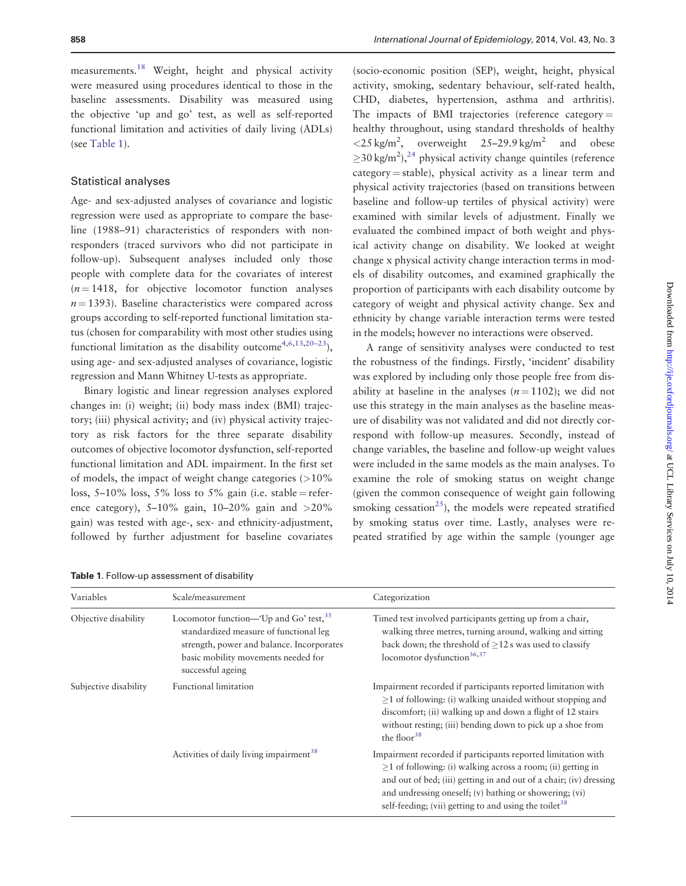measurements.[18] Weight, height and physical activity were measured using procedures identical to those in the baseline assessments. Disability was measured using the objective 'up and go' test, as well as self-reported functional limitation and activities of daily living (ADLs) (see Table 1).

## Statistical analyses

Age- and sex-adjusted analyses of covariance and logistic regression were used as appropriate to compare the baseline (1988–91) characteristics of responders with non-responders (traced survivors who did not participate in follow-up). Subsequent analyses included only those people with complete data for the covariates of interest ($n = 1418$, for objective locomotor function analyses $n = 1393$). Baseline characteristics were compared across groups according to self-reported functional limitation status (chosen for comparability with most other studies using functional limitation as the disability outcome[4,6,13,20–23]), using age- and sex-adjusted analyses of covariance, logistic regression and Mann Whitney U-tests as appropriate.

Binary logistic and linear regression analyses explored changes in: (i) weight; (ii) body mass index (BMI) trajectory; (iii) physical activity; and (iv) physical activity trajectory as risk factors for the three separate disability outcomes of objective locomotor dysfunction, self-reported functional limitation and ADL impairment. In the first set of models, the impact of weight change categories (>10% loss, 5–10% loss, 5% loss to 5% gain (i.e. stable = reference category), 5–10% gain, 10–20% gain and >20% gain) was tested with age-, sex- and ethnicity-adjustment, followed by further adjustment for baseline covariates (socio-economic position (SEP), weight, height, physical activity, smoking, sedentary behaviour, self-rated health, CHD, diabetes, hypertension, asthma and arthritis). The impacts of BMI trajectories (reference category = healthy throughout, using standard thresholds of healthy $<25\,\text{kg/m}^2$, overweight $25–29.9\,\text{kg/m}^2$ and obese $\geq 30\,\text{kg/m}^2$),[24] physical activity change quintiles (reference category = stable), physical activity as a linear term and physical activity trajectories (based on transitions between baseline and follow-up tertiles of physical activity) were examined with similar levels of adjustment. Finally we evaluated the combined impact of both weight and physical activity change on disability. We looked at weight change x physical activity change interaction terms in models of disability outcomes, and examined graphically the proportion of participants with each disability outcome by category of weight and physical activity change. Sex and ethnicity by change variable interaction terms were tested in the models; however no interactions were observed.

A range of sensitivity analyses were conducted to test the robustness of the findings. Firstly, 'incident' disability was explored by including only those people free from disability at baseline in the analyses ($n = 1102$); we did not use this strategy in the main analyses as the baseline measure of disability was not validated and did not directly correspond with follow-up measures. Secondly, instead of change variables, the baseline and follow-up weight values were included in the same models as the main analyses. To examine the role of smoking status on weight change (given the common consequence of weight gain following smoking cessation[25]), the models were repeated stratified by smoking status over time. Lastly, analyses were repeated stratified by age within the sample (younger age

**Table 1.** Follow-up assessment of disability

| Variables | Scale/measurement | Categorization |
|---|---|---|
| Objective disability | Locomotor function—'Up and Go' test,[35] standardized measure of functional leg strength, power and balance. Incorporates basic mobility movements needed for successful ageing | Timed test involved participants getting up from a chair, walking three metres, turning around, walking and sitting back down; the threshold of $\geq$12 s was used to classify locomotor dysfunction[36,37] |
| Subjective disability | Functional limitation | Impairment recorded if participants reported limitation with $\geq$1 of following: (i) walking unaided without stopping and discomfort; (ii) walking up and down a flight of 12 stairs without resting; (iii) bending down to pick up a shoe from the floor[38] |
| | Activities of daily living impairment[38] | Impairment recorded if participants reported limitation with $\geq$1 of following: (i) walking across a room; (ii) getting in and out of bed; (iii) getting in and out of a chair; (iv) dressing and undressing oneself; (v) bathing or showering; (vi) self-feeding; (vii) getting to and using the toilet[38] |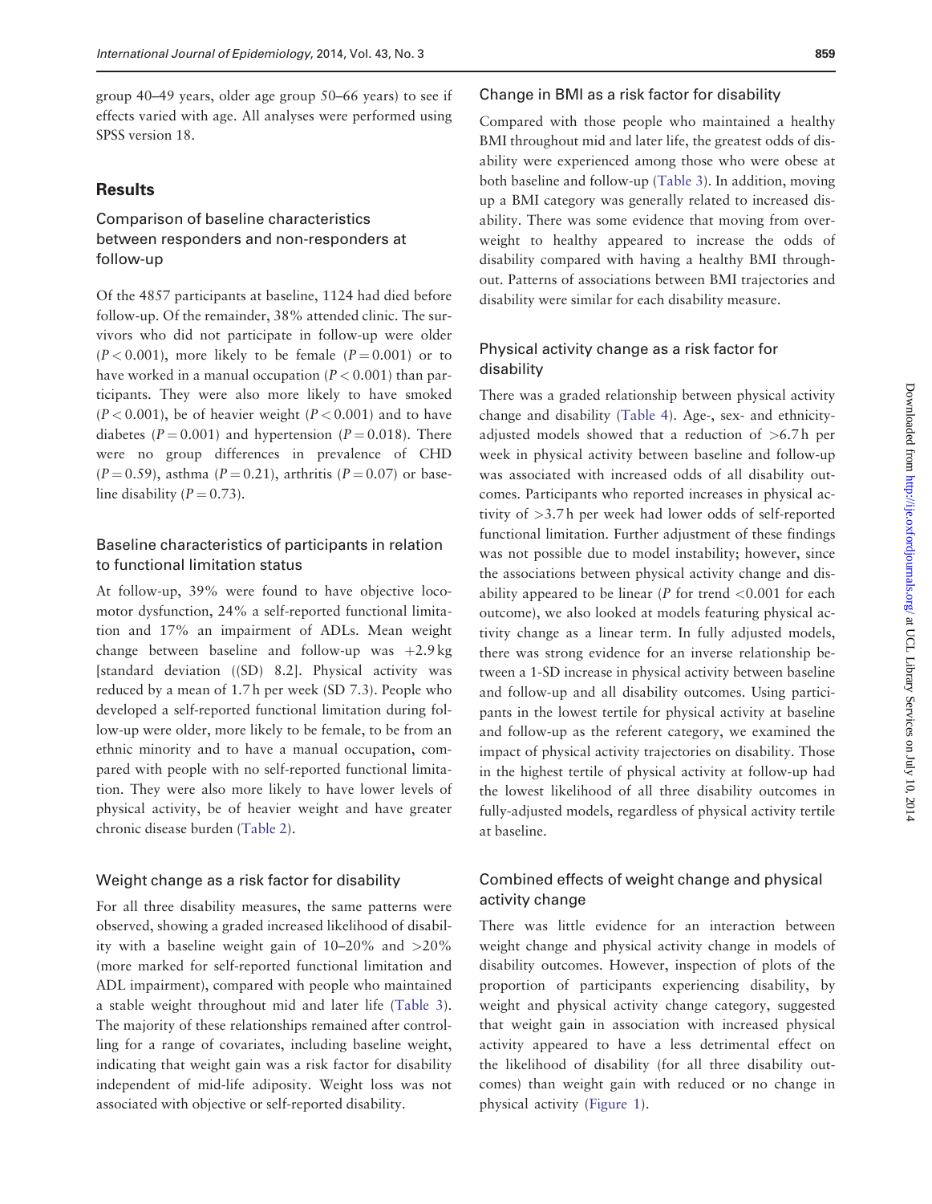group 40–49 years, older age group 50–66 years) to see if effects varied with age. All analyses were performed using SPSS version 18.

## Results

### Comparison of baseline characteristics between responders and non-responders at follow-up

Of the 4857 participants at baseline, 1124 had died before follow-up. Of the remainder, 38% attended clinic. The survivors who did not participate in follow-up were older ($P < 0.001$), more likely to be female ($P = 0.001$) or to have worked in a manual occupation ($P < 0.001$) than participants. They were also more likely to have smoked ($P < 0.001$), be of heavier weight ($P < 0.001$) and to have diabetes ($P = 0.001$) and hypertension ($P = 0.018$). There were no group differences in prevalence of CHD ($P = 0.59$), asthma ($P = 0.21$), arthritis ($P = 0.07$) or baseline disability ($P = 0.73$).

### Baseline characteristics of participants in relation to functional limitation status

At follow-up, 39% were found to have objective locomotor dysfunction, 24% a self-reported functional limitation and 17% an impairment of ADLs. Mean weight change between baseline and follow-up was +2.9 kg [standard deviation ((SD) 8.2]. Physical activity was reduced by a mean of 1.7 h per week (SD 7.3). People who developed a self-reported functional limitation during follow-up were older, more likely to be female, to be from an ethnic minority and to have a manual occupation, compared with people with no self-reported functional limitation. They were also more likely to have lower levels of physical activity, be of heavier weight and have greater chronic disease burden (Table 2).

### Weight change as a risk factor for disability

For all three disability measures, the same patterns were observed, showing a graded increased likelihood of disability with a baseline weight gain of 10–20% and >20% (more marked for self-reported functional limitation and ADL impairment), compared with people who maintained a stable weight throughout mid and later life (Table 3). The majority of these relationships remained after controlling for a range of covariates, including baseline weight, indicating that weight gain was a risk factor for disability independent of mid-life adiposity. Weight loss was not associated with objective or self-reported disability.

### Change in BMI as a risk factor for disability

Compared with those people who maintained a healthy BMI throughout mid and later life, the greatest odds of disability were experienced among those who were obese at both baseline and follow-up (Table 3). In addition, moving up a BMI category was generally related to increased disability. There was some evidence that moving from overweight to healthy appeared to increase the odds of disability compared with having a healthy BMI throughout. Patterns of associations between BMI trajectories and disability were similar for each disability measure.

### Physical activity change as a risk factor for disability

There was a graded relationship between physical activity change and disability (Table 4). Age-, sex- and ethnicity-adjusted models showed that a reduction of >6.7 h per week in physical activity between baseline and follow-up was associated with increased odds of all disability outcomes. Participants who reported increases in physical activity of >3.7 h per week had lower odds of self-reported functional limitation. Further adjustment of these findings was not possible due to model instability; however, since the associations between physical activity change and disability appeared to be linear ($P$ for trend <0.001 for each outcome), we also looked at models featuring physical activity change as a linear term. In fully adjusted models, there was strong evidence for an inverse relationship between a 1-SD increase in physical activity between baseline and follow-up and all disability outcomes. Using participants in the lowest tertile for physical activity at baseline and follow-up as the referent category, we examined the impact of physical activity trajectories on disability. Those in the highest tertile of physical activity at follow-up had the lowest likelihood of all three disability outcomes in fully-adjusted models, regardless of physical activity tertile at baseline.

### Combined effects of weight change and physical activity change

There was little evidence for an interaction between weight change and physical activity change in models of disability outcomes. However, inspection of plots of the proportion of participants experiencing disability, by weight and physical activity change category, suggested that weight gain in association with increased physical activity appeared to have a less detrimental effect on the likelihood of disability (for all three disability outcomes) than weight gain with reduced or no change in physical activity (Figure 1).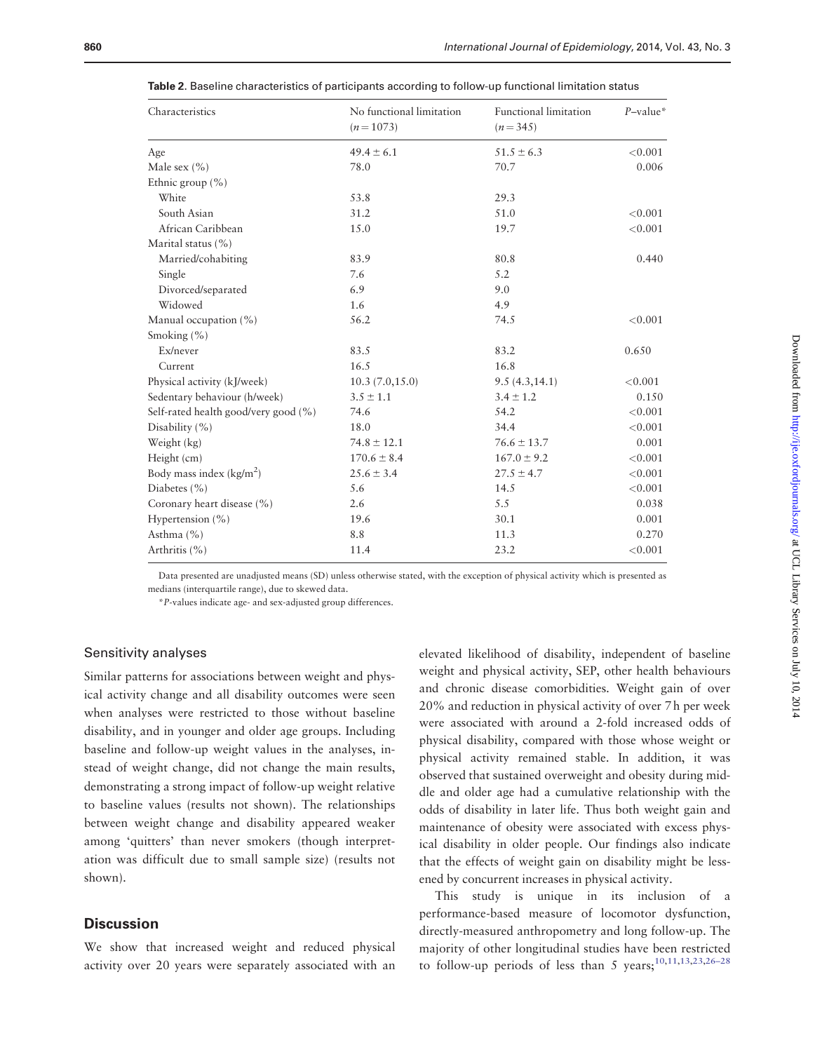**Table 2.** Baseline characteristics of participants according to follow-up functional limitation status

| Characteristics | No functional limitation ($n = 1073$) | Functional limitation ($n = 345$) | $P$–value* |
|---|---|---|---|
| Age | $49.4 \pm 6.1$ | $51.5 \pm 6.3$ | <0.001 |
| Male sex (%) | 78.0 | 70.7 | 0.006 |
| Ethnic group (%) | | | |
| White | 53.8 | 29.3 | |
| South Asian | 31.2 | 51.0 | <0.001 |
| African Caribbean | 15.0 | 19.7 | <0.001 |
| Marital status (%) | | | |
| Married/cohabiting | 83.9 | 80.8 | 0.440 |
| Single | 7.6 | 5.2 | |
| Divorced/separated | 6.9 | 9.0 | |
| Widowed | 1.6 | 4.9 | |
| Manual occupation (%) | 56.2 | 74.5 | <0.001 |
| Smoking (%) | | | |
| Ex/never | 83.5 | 83.2 | 0.650 |
| Current | 16.5 | 16.8 | |
| Physical activity (kJ/week) | 10.3 (7.0,15.0) | 9.5 (4.3,14.1) | <0.001 |
| Sedentary behaviour (h/week) | $3.5 \pm 1.1$ | $3.4 \pm 1.2$ | 0.150 |
| Self-rated health good/very good (%) | 74.6 | 54.2 | <0.001 |
| Disability (%) | 18.0 | 34.4 | <0.001 |
| Weight (kg) | $74.8 \pm 12.1$ | $76.6 \pm 13.7$ | 0.001 |
| Height (cm) | $170.6 \pm 8.4$ | $167.0 \pm 9.2$ | <0.001 |
| Body mass index (kg/m$^2$) | $25.6 \pm 3.4$ | $27.5 \pm 4.7$ | <0.001 |
| Diabetes (%) | 5.6 | 14.5 | <0.001 |
| Coronary heart disease (%) | 2.6 | 5.5 | 0.038 |
| Hypertension (%) | 19.6 | 30.1 | 0.001 |
| Asthma (%) | 8.8 | 11.3 | 0.270 |
| Arthritis (%) | 11.4 | 23.2 | <0.001 |

Data presented are unadjusted means (SD) unless otherwise stated, with the exception of physical activity which is presented as medians (interquartile range), due to skewed data.

*$P$-values indicate age- and sex-adjusted group differences.

### Sensitivity analyses

Similar patterns for associations between weight and physical activity change and all disability outcomes were seen when analyses were restricted to those without baseline disability, and in younger and older age groups. Including baseline and follow-up weight values in the analyses, instead of weight change, did not change the main results, demonstrating a strong impact of follow-up weight relative to baseline values (results not shown). The relationships between weight change and disability appeared weaker among 'quitters' than never smokers (though interpretation was difficult due to small sample size) (results not shown).

## Discussion

We show that increased weight and reduced physical activity over 20 years were separately associated with an elevated likelihood of disability, independent of baseline weight and physical activity, SEP, other health behaviours and chronic disease comorbidities. Weight gain of over 20% and reduction in physical activity of over 7 h per week were associated with around a 2-fold increased odds of physical disability, compared with those whose weight or physical activity remained stable. In addition, it was observed that sustained overweight and obesity during middle and older age had a cumulative relationship with the odds of disability in later life. Thus both weight gain and maintenance of obesity were associated with excess physical disability in older people. Our findings also indicate that the effects of weight gain on disability might be lessened by concurrent increases in physical activity.

This study is unique in its inclusion of a performance-based measure of locomotor dysfunction, directly-measured anthropometry and long follow-up. The majority of other longitudinal studies have been restricted to follow-up periods of less than 5 years;[10,11,13,23,26–28]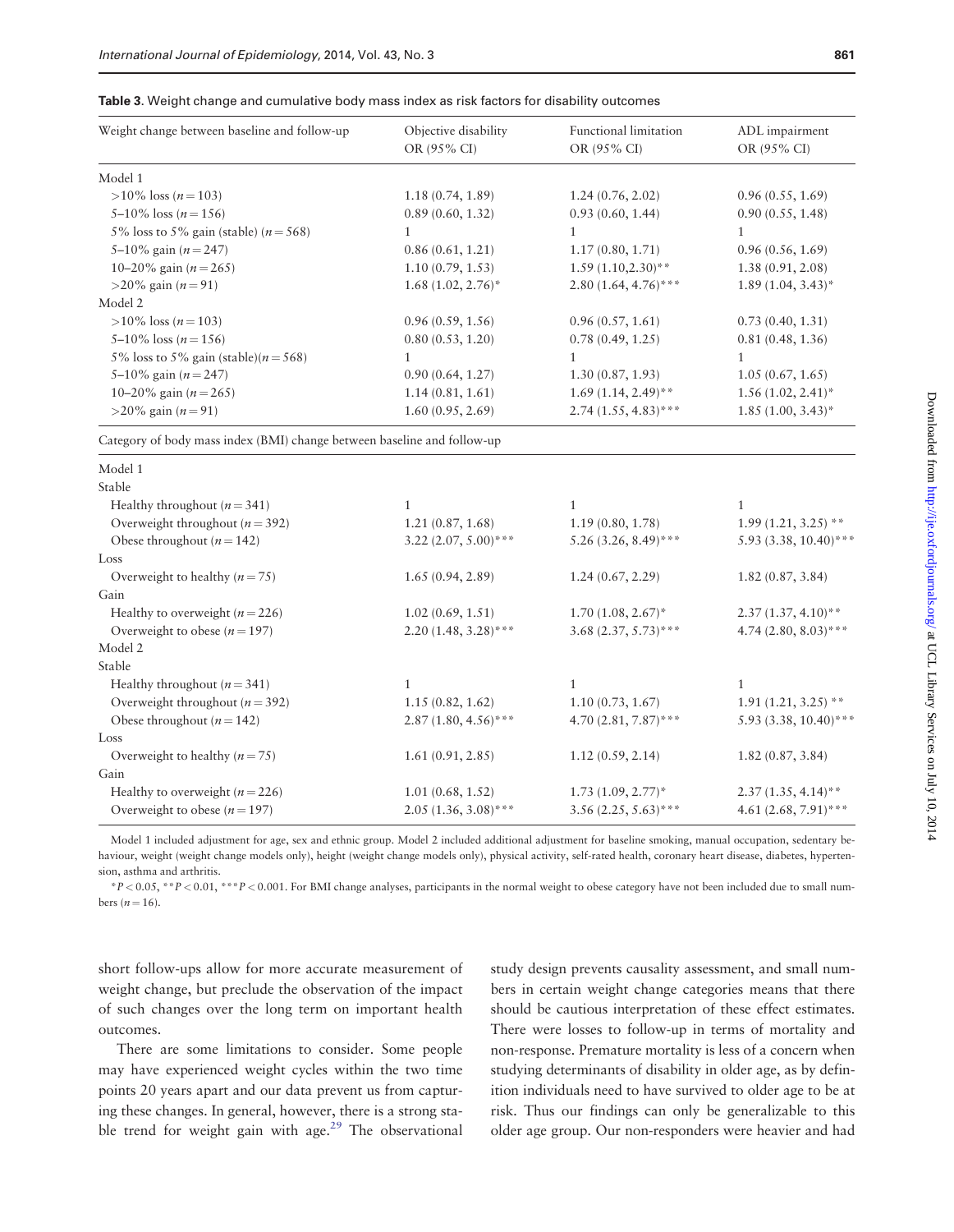**Table 3.** Weight change and cumulative body mass index as risk factors for disability outcomes

| Weight change between baseline and follow-up | Objective disability OR (95% CI) | Functional limitation OR (95% CI) | ADL impairment OR (95% CI) |
|---|---|---|---|
| Model 1 | | | |
| >10% loss (n = 103) | 1.18 (0.74, 1.89) | 1.24 (0.76, 2.02) | 0.96 (0.55, 1.69) |
| 5–10% loss (n = 156) | 0.89 (0.60, 1.32) | 0.93 (0.60, 1.44) | 0.90 (0.55, 1.48) |
| 5% loss to 5% gain (stable) (n = 568) | 1 | 1 | 1 |
| 5–10% gain (n = 247) | 0.86 (0.61, 1.21) | 1.17 (0.80, 1.71) | 0.96 (0.56, 1.69) |
| 10–20% gain (n = 265) | 1.10 (0.79, 1.53) | 1.59 (1.10,2.30)** | 1.38 (0.91, 2.08) |
| >20% gain (n = 91) | 1.68 (1.02, 2.76)* | 2.80 (1.64, 4.76)*** | 1.89 (1.04, 3.43)* |
| Model 2 | | | |
| >10% loss (n = 103) | 0.96 (0.59, 1.56) | 0.96 (0.57, 1.61) | 0.73 (0.40, 1.31) |
| 5–10% loss (n = 156) | 0.80 (0.53, 1.20) | 0.78 (0.49, 1.25) | 0.81 (0.48, 1.36) |
| 5% loss to 5% gain (stable)(n = 568) | 1 | 1 | 1 |
| 5–10% gain (n = 247) | 0.90 (0.64, 1.27) | 1.30 (0.87, 1.93) | 1.05 (0.67, 1.65) |
| 10–20% gain (n = 265) | 1.14 (0.81, 1.61) | 1.69 (1.14, 2.49)** | 1.56 (1.02, 2.41)* |
| >20% gain (n = 91) | 1.60 (0.95, 2.69) | 2.74 (1.55, 4.83)*** | 1.85 (1.00, 3.43)* |
| **Category of body mass index (BMI) change between baseline and follow-up** | | | |
| Model 1 | | | |
| Stable | | | |
| Healthy throughout (n = 341) | 1 | 1 | 1 |
| Overweight throughout (n = 392) | 1.21 (0.87, 1.68) | 1.19 (0.80, 1.78) | 1.99 (1.21, 3.25) ** |
| Obese throughout (n = 142) | 3.22 (2.07, 5.00)*** | 5.26 (3.26, 8.49)*** | 5.93 (3.38, 10.40)*** |
| Loss | | | |
| Overweight to healthy (n = 75) | 1.65 (0.94, 2.89) | 1.24 (0.67, 2.29) | 1.82 (0.87, 3.84) |
| Gain | | | |
| Healthy to overweight (n = 226) | 1.02 (0.69, 1.51) | 1.70 (1.08, 2.67)* | 2.37 (1.37, 4.10)** |
| Overweight to obese (n = 197) | 2.20 (1.48, 3.28)*** | 3.68 (2.37, 5.73)*** | 4.74 (2.80, 8.03)*** |
| Model 2 | | | |
| Stable | | | |
| Healthy throughout (n = 341) | 1 | 1 | 1 |
| Overweight throughout (n = 392) | 1.15 (0.82, 1.62) | 1.10 (0.73, 1.67) | 1.91 (1.21, 3.25) ** |
| Obese throughout (n = 142) | 2.87 (1.80, 4.56)*** | 4.70 (2.81, 7.87)*** | 5.93 (3.38, 10.40)*** |
| Loss | | | |
| Overweight to healthy (n = 75) | 1.61 (0.91, 2.85) | 1.12 (0.59, 2.14) | 1.82 (0.87, 3.84) |
| Gain | | | |
| Healthy to overweight (n = 226) | 1.01 (0.68, 1.52) | 1.73 (1.09, 2.77)* | 2.37 (1.35, 4.14)** |
| Overweight to obese (n = 197) | 2.05 (1.36, 3.08)*** | 3.56 (2.25, 5.63)*** | 4.61 (2.68, 7.91)*** |

Model 1 included adjustment for age, sex and ethnic group. Model 2 included additional adjustment for baseline smoking, manual occupation, sedentary behaviour, weight (weight change models only), height (weight change models only), physical activity, self-rated health, coronary heart disease, diabetes, hypertension, asthma and arthritis.

*$P < 0.05$, **$P < 0.01$, ***$P < 0.001$. For BMI change analyses, participants in the normal weight to obese category have not been included due to small numbers ($n = 16$).

short follow-ups allow for more accurate measurement of weight change, but preclude the observation of the impact of such changes over the long term on important health outcomes.

There are some limitations to consider. Some people may have experienced weight cycles within the two time points 20 years apart and our data prevent us from capturing these changes. In general, however, there is a strong stable trend for weight gain with age.[29] The observational study design prevents causality assessment, and small numbers in certain weight change categories means that there should be cautious interpretation of these effect estimates. There were losses to follow-up in terms of mortality and non-response. Premature mortality is less of a concern when studying determinants of disability in older age, as by definition individuals need to have survived to older age to be at risk. Thus our findings can only be generalizable to this older age group. Our non-responders were heavier and had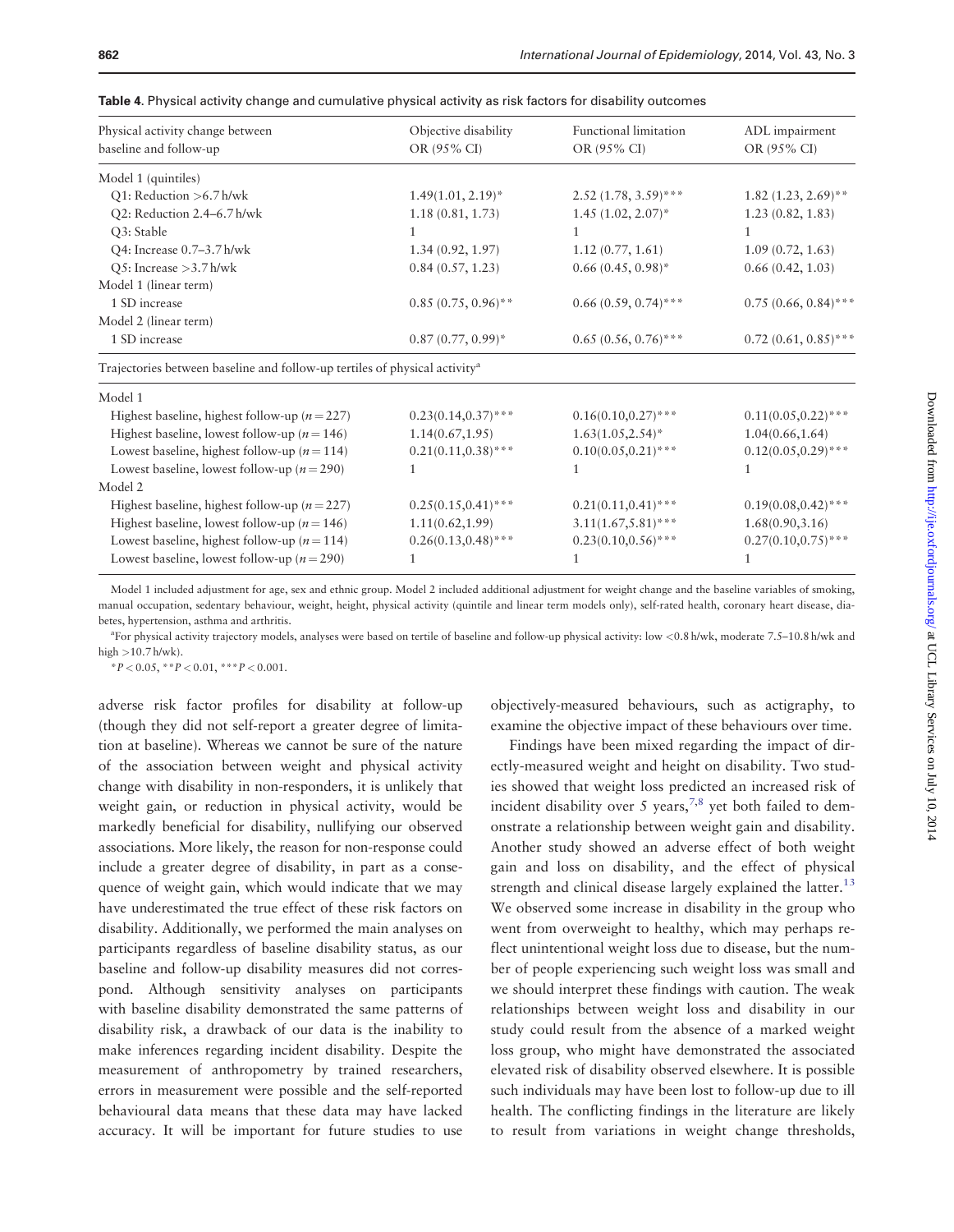**Table 4**. Physical activity change and cumulative physical activity as risk factors for disability outcomes

| Physical activity change between baseline and follow-up | Objective disability OR (95% CI) | Functional limitation OR (95% CI) | ADL impairment OR (95% CI) |
|---|---|---|---|
| Model 1 (quintiles) | | | |
| Q1: Reduction >6.7 h/wk | 1.49(1.01, 2.19)* | 2.52 (1.78, 3.59)*** | 1.82 (1.23, 2.69)** |
| Q2: Reduction 2.4–6.7 h/wk | 1.18 (0.81, 1.73) | 1.45 (1.02, 2.07)* | 1.23 (0.82, 1.83) |
| Q3: Stable | 1 | 1 | 1 |
| Q4: Increase 0.7–3.7 h/wk | 1.34 (0.92, 1.97) | 1.12 (0.77, 1.61) | 1.09 (0.72, 1.63) |
| Q5: Increase >3.7 h/wk | 0.84 (0.57, 1.23) | 0.66 (0.45, 0.98)* | 0.66 (0.42, 1.03) |
| Model 1 (linear term) | | | |
| 1 SD increase | 0.85 (0.75, 0.96)** | 0.66 (0.59, 0.74)*** | 0.75 (0.66, 0.84)*** |
| Model 2 (linear term) | | | |
| 1 SD increase | 0.87 (0.77, 0.99)* | 0.65 (0.56, 0.76)*** | 0.72 (0.61, 0.85)*** |
| Trajectories between baseline and follow-up tertiles of physical activity[a] | | | |
| Model 1 | | | |
| Highest baseline, highest follow-up ($n = 227$) | 0.23(0.14,0.37)*** | 0.16(0.10,0.27)*** | 0.11(0.05,0.22)*** |
| Highest baseline, lowest follow-up ($n = 146$) | 1.14(0.67,1.95) | 1.63(1.05,2.54)* | 1.04(0.66,1.64) |
| Lowest baseline, highest follow-up ($n = 114$) | 0.21(0.11,0.38)*** | 0.10(0.05,0.21)*** | 0.12(0.05,0.29)*** |
| Lowest baseline, lowest follow-up ($n = 290$) | 1 | 1 | 1 |
| Model 2 | | | |
| Highest baseline, highest follow-up ($n = 227$) | 0.25(0.15,0.41)*** | 0.21(0.11,0.41)*** | 0.19(0.08,0.42)*** |
| Highest baseline, lowest follow-up ($n = 146$) | 1.11(0.62,1.99) | 3.11(1.67,5.81)*** | 1.68(0.90,3.16) |
| Lowest baseline, highest follow-up ($n = 114$) | 0.26(0.13,0.48)*** | 0.23(0.10,0.56)*** | 0.27(0.10,0.75)*** |
| Lowest baseline, lowest follow-up ($n = 290$) | 1 | 1 | 1 |

Model 1 included adjustment for age, sex and ethnic group. Model 2 included additional adjustment for weight change and the baseline variables of smoking, manual occupation, sedentary behaviour, weight, height, physical activity (quintile and linear term models only), self-rated health, coronary heart disease, diabetes, hypertension, asthma and arthritis.

[a]For physical activity trajectory models, analyses were based on tertile of baseline and follow-up physical activity: low <0.8 h/wk, moderate 7.5–10.8 h/wk and high >10.7 h/wk).

*$P < 0.05$, **$P < 0.01$, ***$P < 0.001$.

adverse risk factor profiles for disability at follow-up (though they did not self-report a greater degree of limitation at baseline). Whereas we cannot be sure of the nature of the association between weight and physical activity change with disability in non-responders, it is unlikely that weight gain, or reduction in physical activity, would be markedly beneficial for disability, nullifying our observed associations. More likely, the reason for non-response could include a greater degree of disability, in part as a consequence of weight gain, which would indicate that we may have underestimated the true effect of these risk factors on disability. Additionally, we performed the main analyses on participants regardless of baseline disability status, as our baseline and follow-up disability measures did not correspond. Although sensitivity analyses on participants with baseline disability demonstrated the same patterns of disability risk, a drawback of our data is the inability to make inferences regarding incident disability. Despite the measurement of anthropometry by trained researchers, errors in measurement were possible and the self-reported behavioural data means that these data may have lacked accuracy. It will be important for future studies to use objectively-measured behaviours, such as actigraphy, to examine the objective impact of these behaviours over time.

Findings have been mixed regarding the impact of directly-measured weight and height on disability. Two studies showed that weight loss predicted an increased risk of incident disability over 5 years,[7,8] yet both failed to demonstrate a relationship between weight gain and disability. Another study showed an adverse effect of both weight gain and loss on disability, and the effect of physical strength and clinical disease largely explained the latter.[13] We observed some increase in disability in the group who went from overweight to healthy, which may perhaps reflect unintentional weight loss due to disease, but the number of people experiencing such weight loss was small and we should interpret these findings with caution. The weak relationships between weight loss and disability in our study could result from the absence of a marked weight loss group, who might have demonstrated the associated elevated risk of disability observed elsewhere. It is possible such individuals may have been lost to follow-up due to ill health. The conflicting findings in the literature are likely to result from variations in weight change thresholds,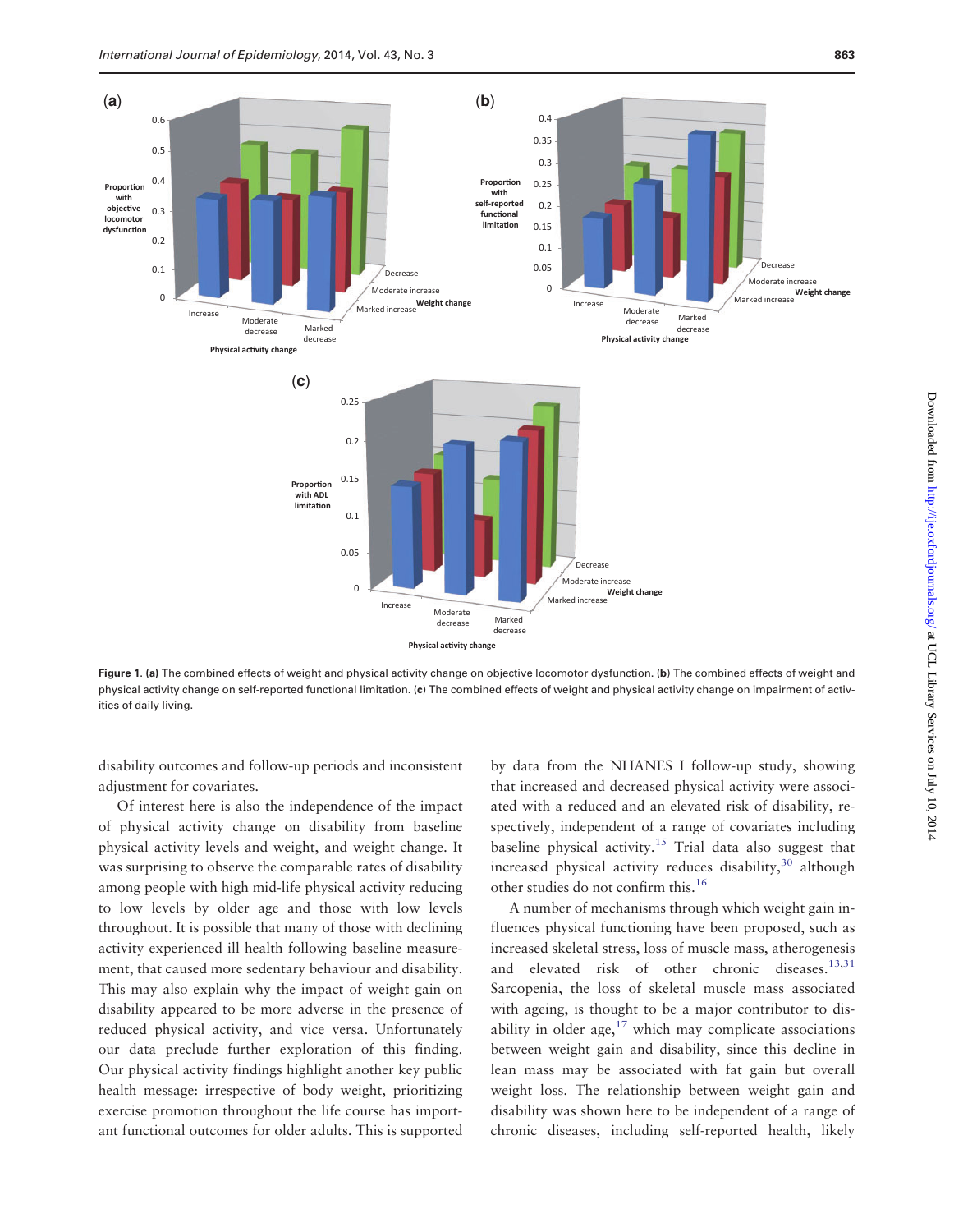(a)

0.6
0.5
0.4
0.3
0.2
0.1
0

Proportion with objective locomotor dysfunction

Increase
Moderate decrease
Marked decrease
Physical activity change

Decrease
Moderate increase
Marked increase
Weight change

(b)

0.4
0.35
0.3
0.25
0.2
0.15
0.1
0.05
0

Proportion with self-reported functional limitation

Increase
Moderate decrease
Marked decrease
Physical activity change

Decrease
Moderate increase
Marked increase
Weight change

(c)

0.25
0.2
0.15
0.1
0.05
0

Proportion with ADL limitation

Increase
Moderate decrease
Marked decrease
Physical activity change

Decrease
Moderate increase
Marked increase
Weight change

**Figure 1. (a)** The combined effects of weight and physical activity change on objective locomotor dysfunction. (**b**) The combined effects of weight and physical activity change on self-reported functional limitation. (**c**) The combined effects of weight and physical activity change on impairment of activities of daily living.

disability outcomes and follow-up periods and inconsistent adjustment for covariates.

Of interest here is also the independence of the impact of physical activity change on disability from baseline physical activity levels and weight, and weight change. It was surprising to observe the comparable rates of disability among people with high mid-life physical activity reducing to low levels by older age and those with low levels throughout. It is possible that many of those with declining activity experienced ill health following baseline measurement, that caused more sedentary behaviour and disability. This may also explain why the impact of weight gain on disability appeared to be more adverse in the presence of reduced physical activity, and vice versa. Unfortunately our data preclude further exploration of this finding. Our physical activity findings highlight another key public health message: irrespective of body weight, prioritizing exercise promotion throughout the life course has important functional outcomes for older adults. This is supported by data from the NHANES I follow-up study, showing that increased and decreased physical activity were associated with a reduced and an elevated risk of disability, respectively, independent of a range of covariates including baseline physical activity.[15] Trial data also suggest that increased physical activity reduces disability,[30] although other studies do not confirm this.[16]

A number of mechanisms through which weight gain influences physical functioning have been proposed, such as increased skeletal stress, loss of muscle mass, atherogenesis and elevated risk of other chronic diseases.[13,31] Sarcopenia, the loss of skeletal muscle mass associated with ageing, is thought to be a major contributor to disability in older age,[17] which may complicate associations between weight gain and disability, since this decline in lean mass may be associated with fat gain but overall weight loss. The relationship between weight gain and disability was shown here to be independent of a range of chronic diseases, including self-reported health, likely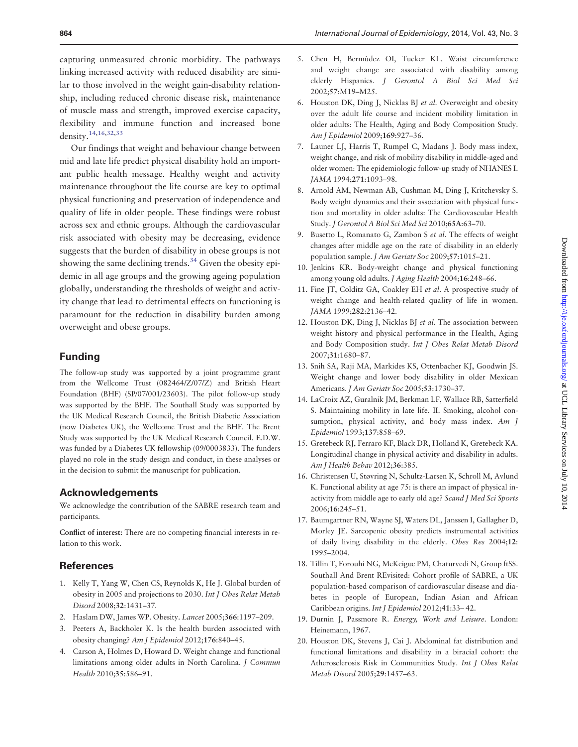capturing unmeasured chronic morbidity. The pathways linking increased activity with reduced disability are similar to those involved in the weight gain-disability relationship, including reduced chronic disease risk, maintenance of muscle mass and strength, improved exercise capacity, flexibility and immune function and increased bone density.[14,16,32,33]

Our findings that weight and behaviour change between mid and late life predict physical disability hold an important public health message. Healthy weight and activity maintenance throughout the life course are key to optimal physical functioning and preservation of independence and quality of life in older people. These findings were robust across sex and ethnic groups. Although the cardiovascular risk associated with obesity may be decreasing, evidence suggests that the burden of disability in obese groups is not showing the same declining trends.[34] Given the obesity epidemic in all age groups and the growing ageing population globally, understanding the thresholds of weight and activity change that lead to detrimental effects on functioning is paramount for the reduction in disability burden among overweight and obese groups.

## Funding

The follow-up study was supported by a joint programme grant from the Wellcome Trust (082464/Z/07/Z) and British Heart Foundation (BHF) (SP/07/001/23603). The pilot follow-up study was supported by the BHF. The Southall Study was supported by the UK Medical Research Council, the British Diabetic Association (now Diabetes UK), the Wellcome Trust and the BHF. The Brent Study was supported by the UK Medical Research Council. E.D.W. was funded by a Diabetes UK fellowship (09/0003833). The funders played no role in the study design and conduct, in these analyses or in the decision to submit the manuscript for publication.

## Acknowledgements

We acknowledge the contribution of the SABRE research team and participants.

**Conflict of interest:** There are no competing financial interests in relation to this work.

## References

1. Kelly T, Yang W, Chen CS, Reynolds K, He J. Global burden of obesity in 2005 and projections to 2030. *Int J Obes Relat Metab Disord* 2008;**32**:1431–37.
2. Haslam DW, James WP. Obesity. *Lancet* 2005;**366**:1197–209.
3. Peeters A, Backholer K. Is the health burden associated with obesity changing? *Am J Epidemiol* 2012;**176**:840–45.
4. Carson A, Holmes D, Howard D. Weight change and functional limitations among older adults in North Carolina. *J Commun Health* 2010;**35**:586–91.
5. Chen H, Bermúdez OI, Tucker KL. Waist circumference and weight change are associated with disability among elderly Hispanics. *J Gerontol A Biol Sci Med Sci* 2002;**57**:M19–M25.
6. Houston DK, Ding J, Nicklas BJ *et al*. Overweight and obesity over the adult life course and incident mobility limitation in older adults: The Health, Aging and Body Composition Study. *Am J Epidemiol* 2009;**169**:927–36.
7. Launer LJ, Harris T, Rumpel C, Madans J. Body mass index, weight change, and risk of mobility disability in middle-aged and older women: The epidemiologic follow-up study of NHANES I. *JAMA* 1994;**271**:1093–98.
8. Arnold AM, Newman AB, Cushman M, Ding J, Kritchevsky S. Body weight dynamics and their association with physical function and mortality in older adults: The Cardiovascular Health Study. *J Gerontol A Biol Sci Med Sci* 2010;**65A**:63–70.
9. Busetto L, Romanato G, Zambon S *et al*. The effects of weight changes after middle age on the rate of disability in an elderly population sample. *J Am Geriatr Soc* 2009;**57**:1015–21.
10. Jenkins KR. Body-weight change and physical functioning among young old adults. *J Aging Health* 2004;**16**:248–66.
11. Fine JT, Colditz GA, Coakley EH *et al*. A prospective study of weight change and health-related quality of life in women. *JAMA* 1999;**282**:2136–42.
12. Houston DK, Ding J, Nicklas BJ *et al*. The association between weight history and physical performance in the Health, Aging and Body Composition study. *Int J Obes Relat Metab Disord* 2007;**31**:1680–87.
13. Snih SA, Raji MA, Markides KS, Ottenbacher KJ, Goodwin JS. Weight change and lower body disability in older Mexican Americans. *J Am Geriatr Soc* 2005;**53**:1730–37.
14. LaCroix AZ, Guralnik JM, Berkman LF, Wallace RB, Satterfield S. Maintaining mobility in late life. II. Smoking, alcohol consumption, physical activity, and body mass index. *Am J Epidemiol* 1993;**137**:858–69.
15. Gretebeck RJ, Ferraro KF, Black DR, Holland K, Gretebeck KA. Longitudinal change in physical activity and disability in adults. *Am J Health Behav* 2012;**36**:385.
16. Christensen U, Støvring N, Schultz-Larsen K, Schroll M, Avlund K. Functional ability at age 75: is there an impact of physical inactivity from middle age to early old age? *Scand J Med Sci Sports* 2006;**16**:245–51.
17. Baumgartner RN, Wayne SJ, Waters DL, Janssen I, Gallagher D, Morley JE. Sarcopenic obesity predicts instrumental activities of daily living disability in the elderly. *Obes Res* 2004;**12**: 1995–2004.
18. Tillin T, Forouhi NG, McKeigue PM, Chaturvedi N, Group ftSS. Southall And Brent REvisited: Cohort profile of SABRE, a UK population-based comparison of cardiovascular disease and diabetes in people of European, Indian Asian and African Caribbean origins. *Int J Epidemiol* 2012;**41**:33– 42.
19. Durnin J, Passmore R. *Energy, Work and Leisure*. London: Heinemann, 1967.
20. Houston DK, Stevens J, Cai J. Abdominal fat distribution and functional limitations and disability in a biracial cohort: the Atherosclerosis Risk in Communities Study. *Int J Obes Relat Metab Disord* 2005;**29**:1457–63.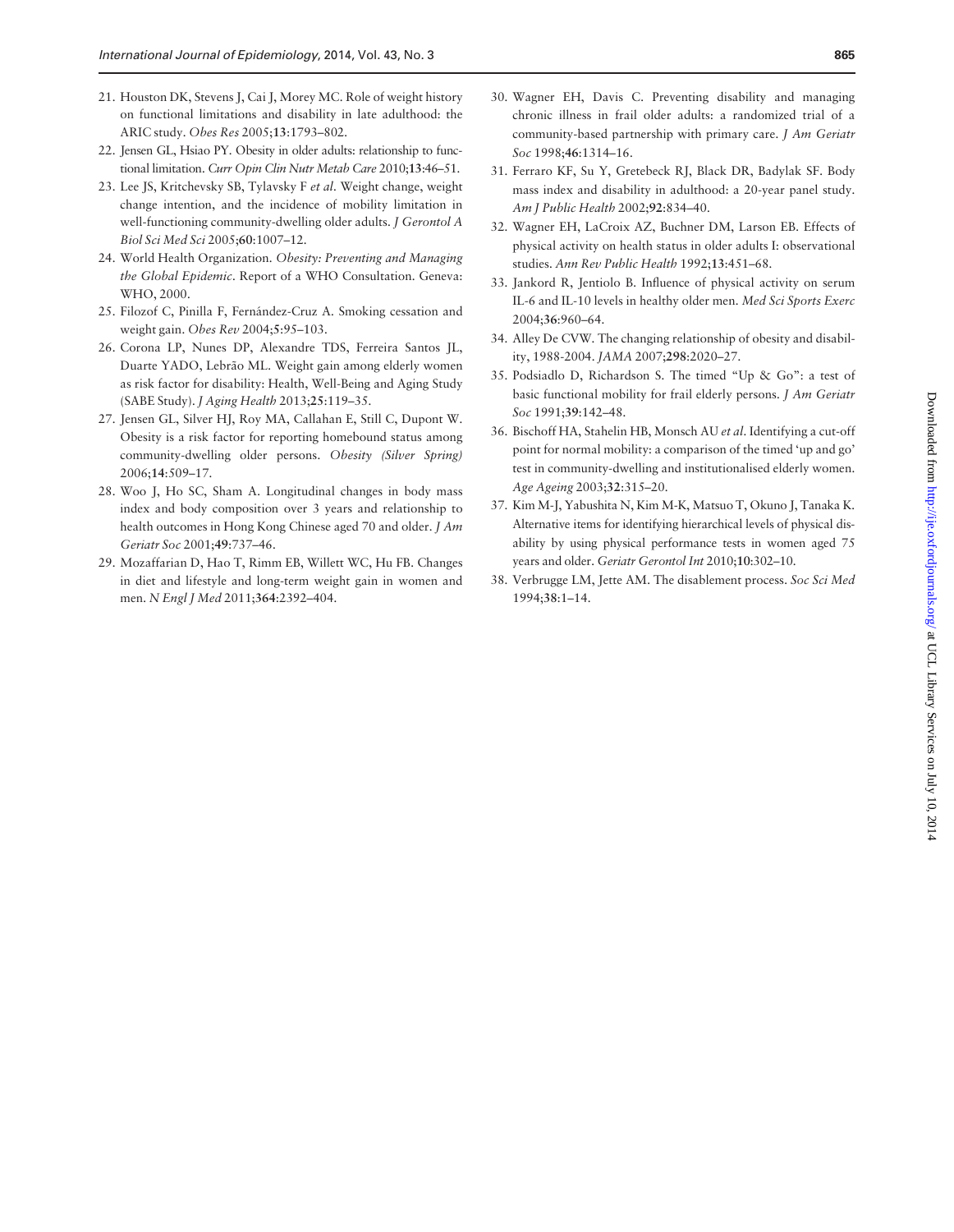21. Houston DK, Stevens J, Cai J, Morey MC. Role of weight history on functional limitations and disability in late adulthood: the ARIC study. *Obes Res* 2005;**13**:1793–802.
22. Jensen GL, Hsiao PY. Obesity in older adults: relationship to functional limitation. *Curr Opin Clin Nutr Metab Care* 2010;**13**:46–51.
23. Lee JS, Kritchevsky SB, Tylavsky F *et al*. Weight change, weight change intention, and the incidence of mobility limitation in well-functioning community-dwelling older adults. *J Gerontol A Biol Sci Med Sci* 2005;**60**:1007–12.
24. World Health Organization. *Obesity: Preventing and Managing the Global Epidemic*. Report of a WHO Consultation. Geneva: WHO, 2000.
25. Filozof C, Pinilla F, Fernández-Cruz A. Smoking cessation and weight gain. *Obes Rev* 2004;**5**:95–103.
26. Corona LP, Nunes DP, Alexandre TDS, Ferreira Santos JL, Duarte YADO, Lebrão ML. Weight gain among elderly women as risk factor for disability: Health, Well-Being and Aging Study (SABE Study). *J Aging Health* 2013;**25**:119–35.
27. Jensen GL, Silver HJ, Roy MA, Callahan E, Still C, Dupont W. Obesity is a risk factor for reporting homebound status among community-dwelling older persons. *Obesity (Silver Spring)* 2006;**14**:509–17.
28. Woo J, Ho SC, Sham A. Longitudinal changes in body mass index and body composition over 3 years and relationship to health outcomes in Hong Kong Chinese aged 70 and older. *J Am Geriatr Soc* 2001;**49**:737–46.
29. Mozaffarian D, Hao T, Rimm EB, Willett WC, Hu FB. Changes in diet and lifestyle and long-term weight gain in women and men. *N Engl J Med* 2011;**364**:2392–404.
30. Wagner EH, Davis C. Preventing disability and managing chronic illness in frail older adults: a randomized trial of a community-based partnership with primary care. *J Am Geriatr Soc* 1998;**46**:1314–16.
31. Ferraro KF, Su Y, Gretebeck RJ, Black DR, Badylak SF. Body mass index and disability in adulthood: a 20-year panel study. *Am J Public Health* 2002;**92**:834–40.
32. Wagner EH, LaCroix AZ, Buchner DM, Larson EB. Effects of physical activity on health status in older adults I: observational studies. *Ann Rev Public Health* 1992;**13**:451–68.
33. Jankord R, Jentiolo B. Influence of physical activity on serum IL-6 and IL-10 levels in healthy older men. *Med Sci Sports Exerc* 2004;**36**:960–64.
34. Alley De CVW. The changing relationship of obesity and disability, 1988-2004. *JAMA* 2007;**298**:2020–27.
35. Podsiadlo D, Richardson S. The timed "Up & Go": a test of basic functional mobility for frail elderly persons. *J Am Geriatr Soc* 1991;**39**:142–48.
36. Bischoff HA, Stahelin HB, Monsch AU *et al*. Identifying a cut-off point for normal mobility: a comparison of the timed 'up and go' test in community-dwelling and institutionalised elderly women. *Age Ageing* 2003;**32**:315–20.
37. Kim M-J, Yabushita N, Kim M-K, Matsuo T, Okuno J, Tanaka K. Alternative items for identifying hierarchical levels of physical disability by using physical performance tests in women aged 75 years and older. *Geriatr Gerontol Int* 2010;**10**:302–10.
38. Verbrugge LM, Jette AM. The disablement process. *Soc Sci Med* 1994;**38**:1–14.